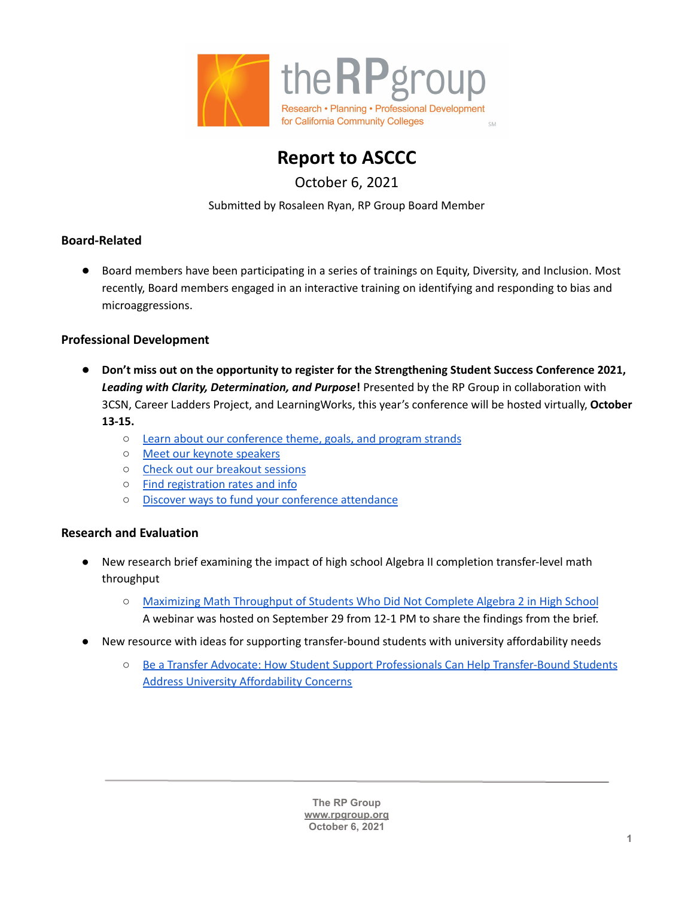# Report to ASCCC

October 6, 2021

Submitted by Rosaleen Ryan, RP Group Board Member

## Board-Related

- Board members have been participating in a series of trainings on Equity, Diversity, and Inclusion. Most recently, Board members engaged in an interactive training on identifying and responding to bias and microaggressions.

## Professional Development

- **Don't miss out on the opportunity to register for the Strengthening Student Success Conference 2021, *Leading with Clarity, Determination, and Purpose*!** Presented by the RP Group in collaboration with 3CSN, Career Ladders Project, and LearningWorks, this year's conference will be hosted virtually, **October 13-15.**
  - Learn about our conference theme, goals, and program strands
  - Meet our keynote speakers
  - Check out our breakout sessions
  - Find registration rates and info
  - Discover ways to fund your conference attendance

## Research and Evaluation

- New research brief examining the impact of high school Algebra II completion transfer-level math throughput
  - Maximizing Math Throughput of Students Who Did Not Complete Algebra 2 in High School
    A webinar was hosted on September 29 from 12-1 PM to share the findings from the brief.
- New resource with ideas for supporting transfer-bound students with university affordability needs
  - Be a Transfer Advocate: How Student Support Professionals Can Help Transfer-Bound Students Address University Affordability Concerns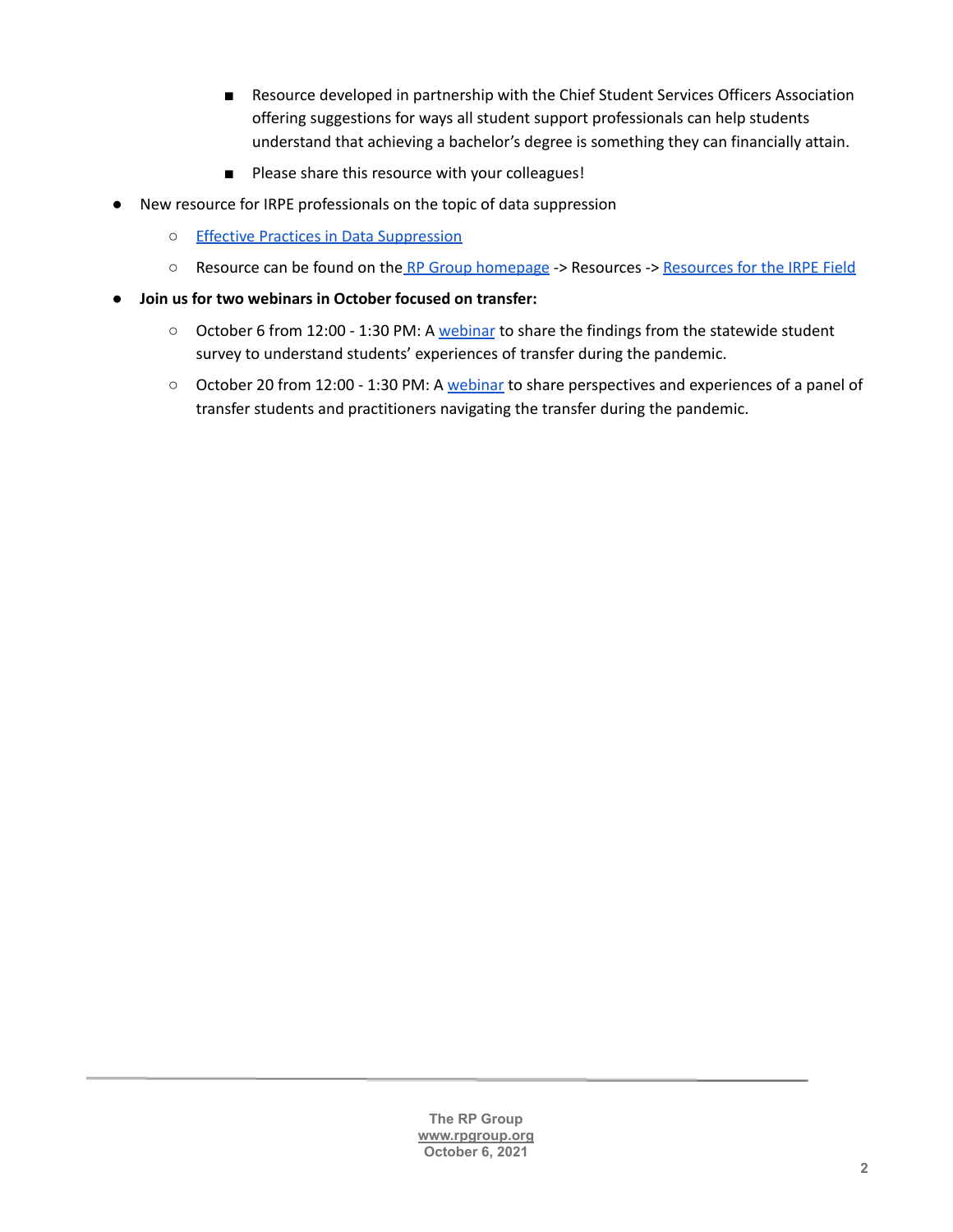- Resource developed in partnership with the Chief Student Services Officers Association offering suggestions for ways all student support professionals can help students understand that achieving a bachelor's degree is something they can financially attain.
        - Please share this resource with your colleagues!
- New resource for IRPE professionals on the topic of data suppression
    - [Effective Practices in Data Suppression]()
    - Resource can be found on the [RP Group homepage]() -> Resources -> [Resources for the IRPE Field]()
- **Join us for two webinars in October focused on transfer:**
    - October 6 from 12:00 - 1:30 PM: A [webinar]() to share the findings from the statewide student survey to understand students' experiences of transfer during the pandemic.
    - October 20 from 12:00 - 1:30 PM: A [webinar]() to share perspectives and experiences of a panel of transfer students and practitioners navigating the transfer during the pandemic.